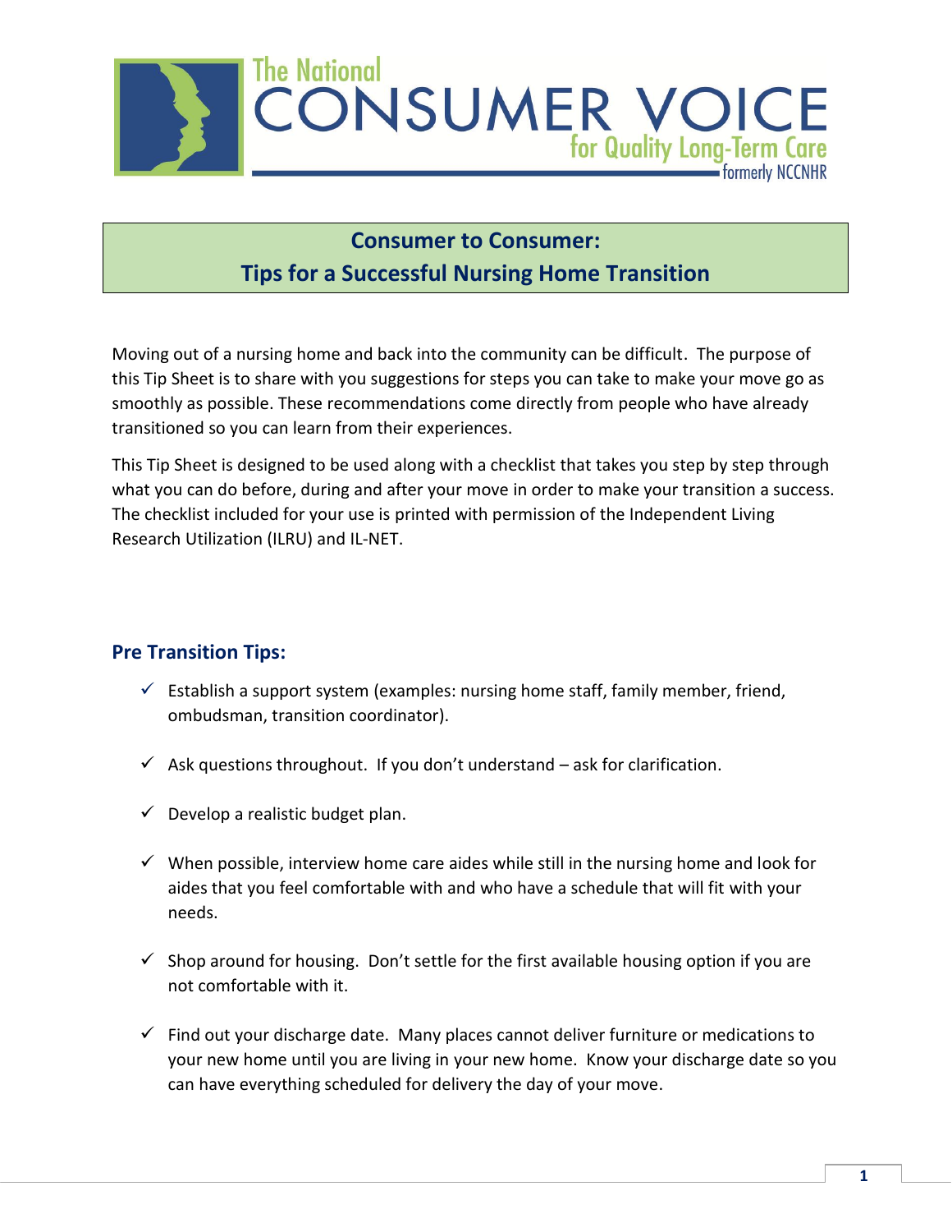The National
# CONSUMER VOICE
for Quality Long-Term Care
formerly NCCNHR

## Consumer to Consumer: Tips for a Successful Nursing Home Transition

Moving out of a nursing home and back into the community can be difficult. The purpose of this Tip Sheet is to share with you suggestions for steps you can take to make your move go as smoothly as possible. These recommendations come directly from people who have already transitioned so you can learn from their experiences.

This Tip Sheet is designed to be used along with a checklist that takes you step by step through what you can do before, during and after your move in order to make your transition a success. The checklist included for your use is printed with permission of the Independent Living Research Utilization (ILRU) and IL-NET.

### Pre Transition Tips:

- ✓ Establish a support system (examples: nursing home staff, family member, friend, ombudsman, transition coordinator).
- ✓ Ask questions throughout. If you don't understand – ask for clarification.
- ✓ Develop a realistic budget plan.
- ✓ When possible, interview home care aides while still in the nursing home and look for aides that you feel comfortable with and who have a schedule that will fit with your needs.
- ✓ Shop around for housing. Don't settle for the first available housing option if you are not comfortable with it.
- ✓ Find out your discharge date. Many places cannot deliver furniture or medications to your new home until you are living in your new home. Know your discharge date so you can have everything scheduled for delivery the day of your move.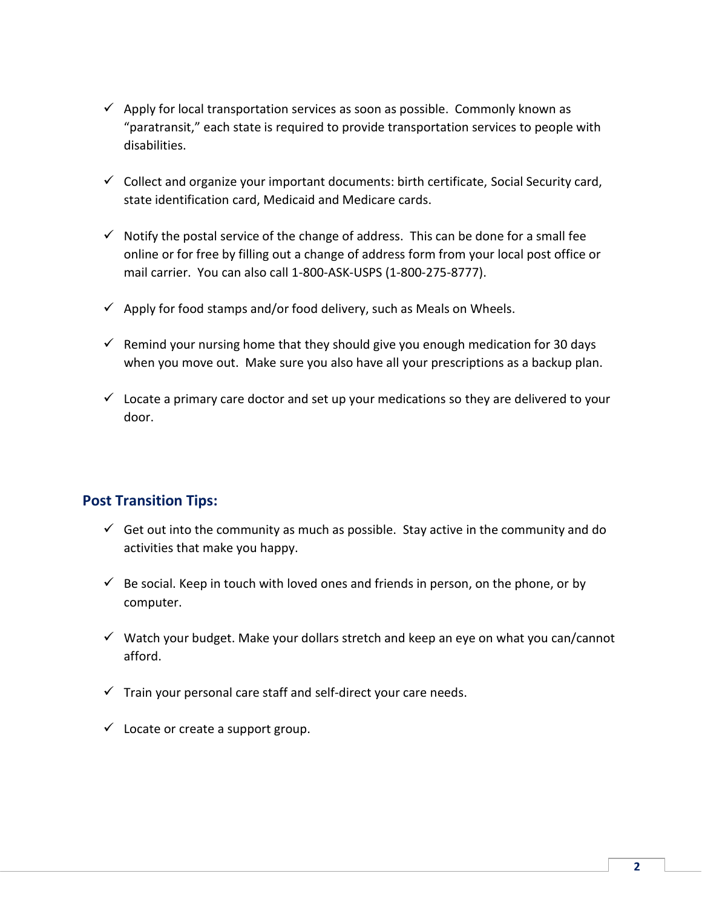- ✓ Apply for local transportation services as soon as possible. Commonly known as "paratransit," each state is required to provide transportation services to people with disabilities.
- ✓ Collect and organize your important documents: birth certificate, Social Security card, state identification card, Medicaid and Medicare cards.
- ✓ Notify the postal service of the change of address. This can be done for a small fee online or for free by filling out a change of address form from your local post office or mail carrier. You can also call 1-800-ASK-USPS (1-800-275-8777).
- ✓ Apply for food stamps and/or food delivery, such as Meals on Wheels.
- ✓ Remind your nursing home that they should give you enough medication for 30 days when you move out. Make sure you also have all your prescriptions as a backup plan.
- ✓ Locate a primary care doctor and set up your medications so they are delivered to your door.

## Post Transition Tips:

- ✓ Get out into the community as much as possible. Stay active in the community and do activities that make you happy.
- ✓ Be social. Keep in touch with loved ones and friends in person, on the phone, or by computer.
- ✓ Watch your budget. Make your dollars stretch and keep an eye on what you can/cannot afford.
- ✓ Train your personal care staff and self-direct your care needs.
- ✓ Locate or create a support group.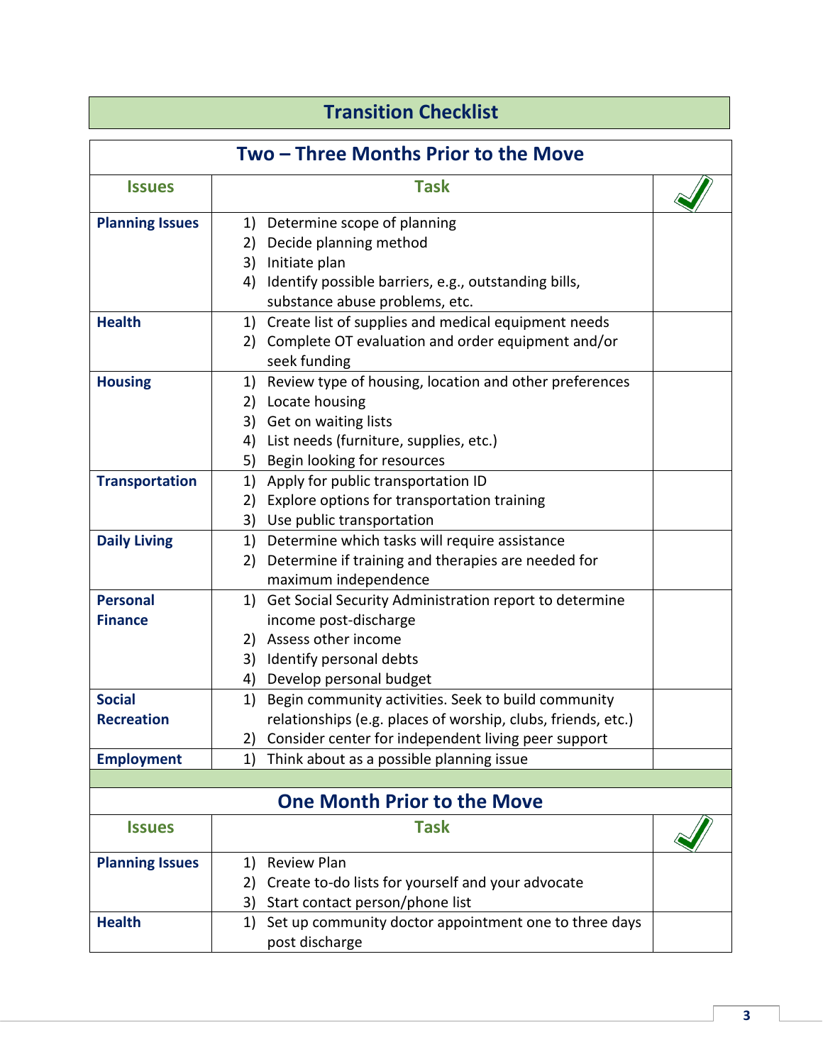# Transition Checklist

## Two – Three Months Prior to the Move

| Issues | Task | ✓ |
|---|---|---|
| **Planning Issues** | 1) Determine scope of planning<br>2) Decide planning method<br>3) Initiate plan<br>4) Identify possible barriers, e.g., outstanding bills, substance abuse problems, etc. | |
| **Health** | 1) Create list of supplies and medical equipment needs<br>2) Complete OT evaluation and order equipment and/or seek funding | |
| **Housing** | 1) Review type of housing, location and other preferences<br>2) Locate housing<br>3) Get on waiting lists<br>4) List needs (furniture, supplies, etc.)<br>5) Begin looking for resources | |
| **Transportation** | 1) Apply for public transportation ID<br>2) Explore options for transportation training<br>3) Use public transportation | |
| **Daily Living** | 1) Determine which tasks will require assistance<br>2) Determine if training and therapies are needed for maximum independence | |
| **Personal Finance** | 1) Get Social Security Administration report to determine income post-discharge<br>2) Assess other income<br>3) Identify personal debts<br>4) Develop personal budget | |
| **Social Recreation** | 1) Begin community activities. Seek to build community relationships (e.g. places of worship, clubs, friends, etc.)<br>2) Consider center for independent living peer support | |
| **Employment** | 1) Think about as a possible planning issue | |

## One Month Prior to the Move

| Issues | Task | ✓ |
|---|---|---|
| **Planning Issues** | 1) Review Plan<br>2) Create to-do lists for yourself and your advocate<br>3) Start contact person/phone list | |
| **Health** | 1) Set up community doctor appointment one to three days post discharge | |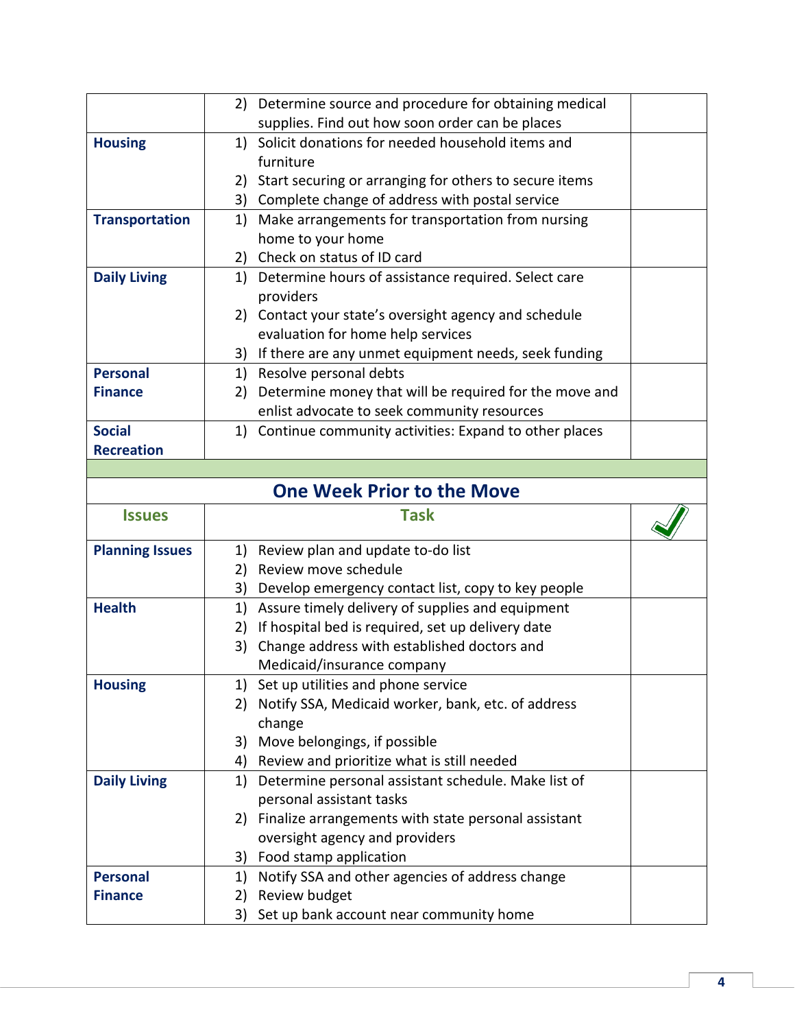| | | |
|---|---|---|
| | 2) Determine source and procedure for obtaining medical supplies. Find out how soon order can be places | |
| **Housing** | 1) Solicit donations for needed household items and furniture<br>2) Start securing or arranging for others to secure items<br>3) Complete change of address with postal service | |
| **Transportation** | 1) Make arrangements for transportation from nursing home to your home<br>2) Check on status of ID card | |
| **Daily Living** | 1) Determine hours of assistance required. Select care providers<br>2) Contact your state's oversight agency and schedule evaluation for home help services<br>3) If there are any unmet equipment needs, seek funding | |
| **Personal Finance** | 1) Resolve personal debts<br>2) Determine money that will be required for the move and enlist advocate to seek community resources | |
| **Social Recreation** | 1) Continue community activities: Expand to other places | |

## One Week Prior to the Move

| Issues | Task | ✓ |
|---|---|---|
| **Planning Issues** | 1) Review plan and update to-do list<br>2) Review move schedule<br>3) Develop emergency contact list, copy to key people | |
| **Health** | 1) Assure timely delivery of supplies and equipment<br>2) If hospital bed is required, set up delivery date<br>3) Change address with established doctors and Medicaid/insurance company | |
| **Housing** | 1) Set up utilities and phone service<br>2) Notify SSA, Medicaid worker, bank, etc. of address change<br>3) Move belongings, if possible<br>4) Review and prioritize what is still needed | |
| **Daily Living** | 1) Determine personal assistant schedule. Make list of personal assistant tasks<br>2) Finalize arrangements with state personal assistant oversight agency and providers<br>3) Food stamp application | |
| **Personal Finance** | 1) Notify SSA and other agencies of address change<br>2) Review budget<br>3) Set up bank account near community home | |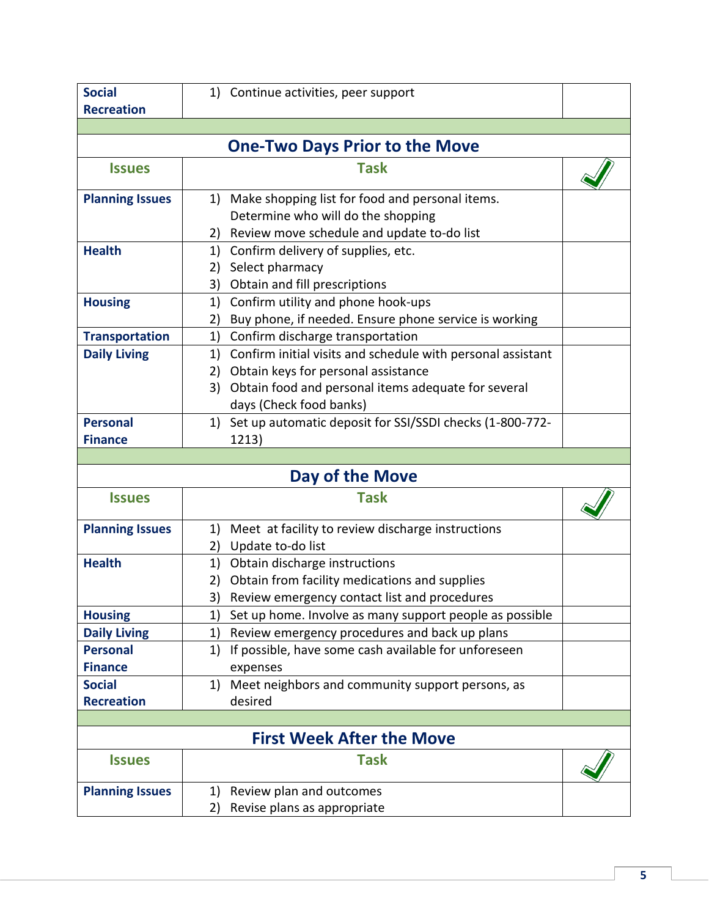| | | |
|---|---|---|
| **Social Recreation** | 1) Continue activities, peer support | |

## One-Two Days Prior to the Move

| Issues | Task | ✓ |
|---|---|---|
| **Planning Issues** | 1) Make shopping list for food and personal items. Determine who will do the shopping<br>2) Review move schedule and update to-do list | |
| **Health** | 1) Confirm delivery of supplies, etc.<br>2) Select pharmacy<br>3) Obtain and fill prescriptions | |
| **Housing** | 1) Confirm utility and phone hook-ups<br>2) Buy phone, if needed. Ensure phone service is working | |
| **Transportation** | 1) Confirm discharge transportation | |
| **Daily Living** | 1) Confirm initial visits and schedule with personal assistant<br>2) Obtain keys for personal assistance<br>3) Obtain food and personal items adequate for several days (Check food banks) | |
| **Personal Finance** | 1) Set up automatic deposit for SSI/SSDI checks (1-800-772-1213) | |

## Day of the Move

| Issues | Task | ✓ |
|---|---|---|
| **Planning Issues** | 1) Meet at facility to review discharge instructions<br>2) Update to-do list | |
| **Health** | 1) Obtain discharge instructions<br>2) Obtain from facility medications and supplies<br>3) Review emergency contact list and procedures | |
| **Housing** | 1) Set up home. Involve as many support people as possible | |
| **Daily Living** | 1) Review emergency procedures and back up plans | |
| **Personal Finance** | 1) If possible, have some cash available for unforeseen expenses | |
| **Social Recreation** | 1) Meet neighbors and community support persons, as desired | |

## First Week After the Move

| Issues | Task | ✓ |
|---|---|---|
| **Planning Issues** | 1) Review plan and outcomes<br>2) Revise plans as appropriate | |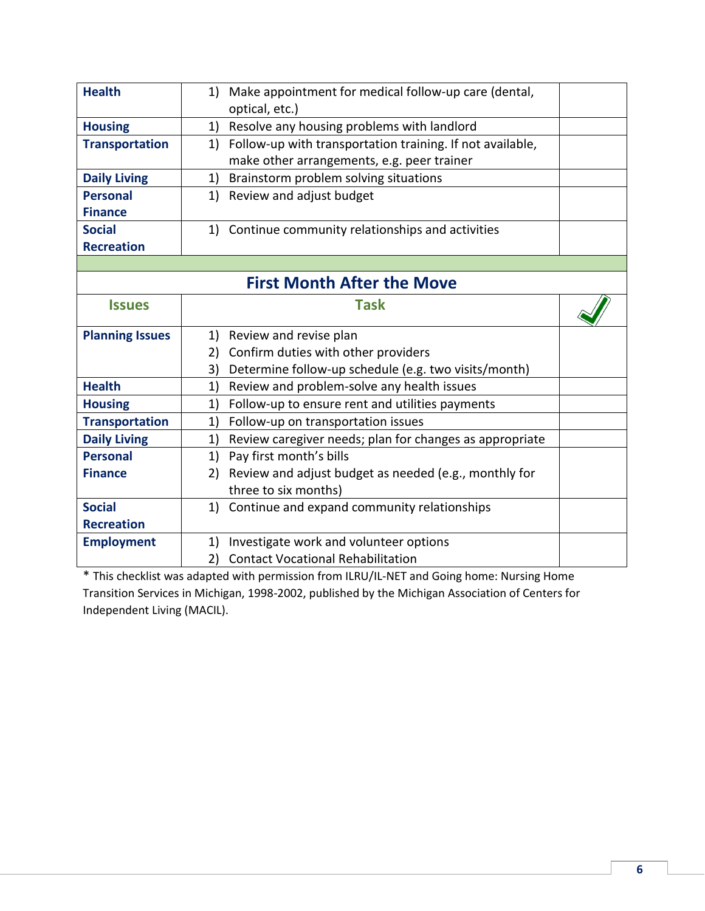| | | |
|---|---|---|
| **Health** | 1) Make appointment for medical follow-up care (dental, optical, etc.) | |
| **Housing** | 1) Resolve any housing problems with landlord | |
| **Transportation** | 1) Follow-up with transportation training. If not available, make other arrangements, e.g. peer trainer | |
| **Daily Living** | 1) Brainstorm problem solving situations | |
| **Personal Finance** | 1) Review and adjust budget | |
| **Social Recreation** | 1) Continue community relationships and activities | |

## First Month After the Move

| Issues | Task | ✓ |
|---|---|---|
| **Planning Issues** | 1) Review and revise plan<br>2) Confirm duties with other providers<br>3) Determine follow-up schedule (e.g. two visits/month) | |
| **Health** | 1) Review and problem-solve any health issues | |
| **Housing** | 1) Follow-up to ensure rent and utilities payments | |
| **Transportation** | 1) Follow-up on transportation issues | |
| **Daily Living** | 1) Review caregiver needs; plan for changes as appropriate | |
| **Personal Finance** | 1) Pay first month's bills<br>2) Review and adjust budget as needed (e.g., monthly for three to six months) | |
| **Social Recreation** | 1) Continue and expand community relationships | |
| **Employment** | 1) Investigate work and volunteer options<br>2) Contact Vocational Rehabilitation | |

* This checklist was adapted with permission from ILRU/IL-NET and Going home: Nursing Home Transition Services in Michigan, 1998-2002, published by the Michigan Association of Centers for Independent Living (MACIL).